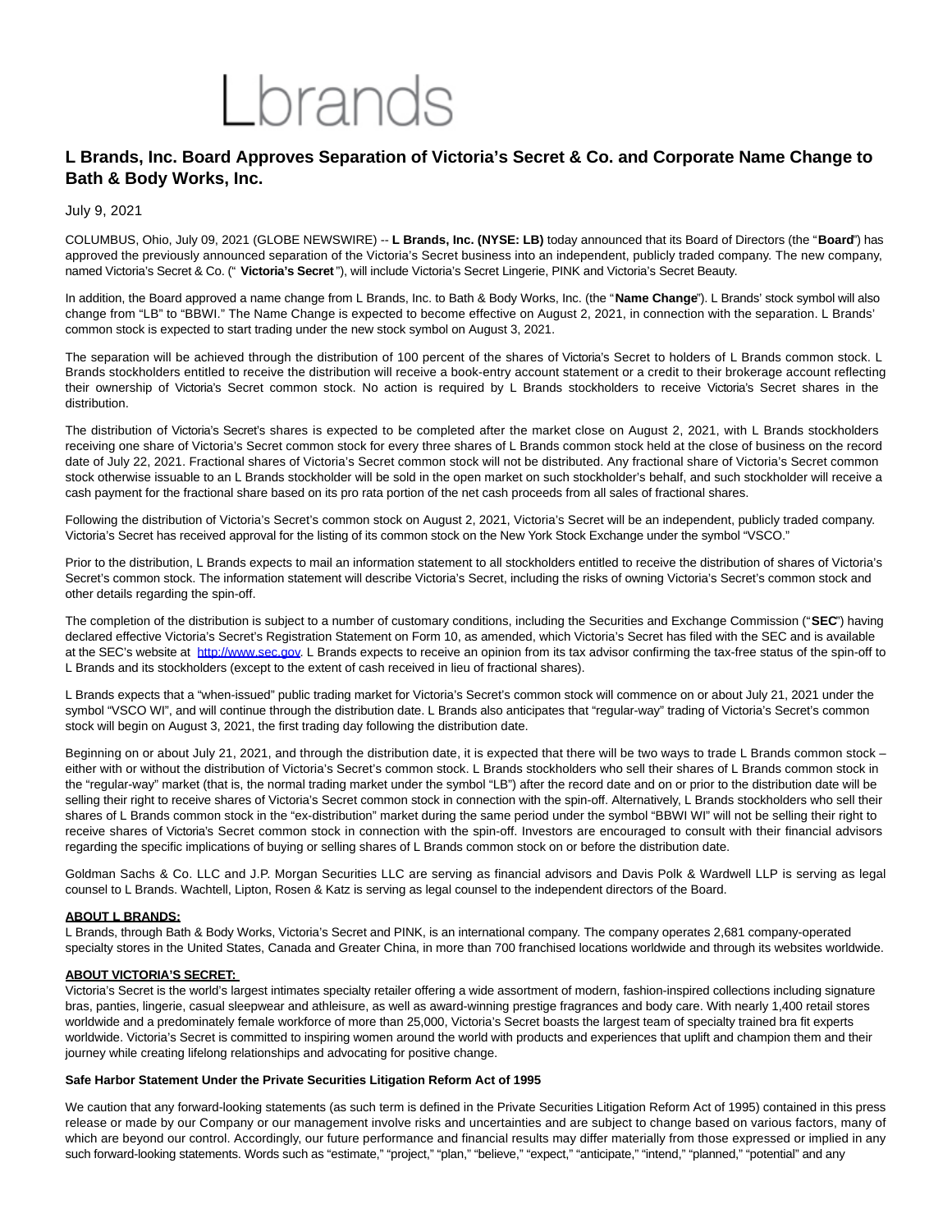Lbrands

# L Brands, Inc. Board Approves Separation of Victoria's Secret & Co. and Corporate Name Change to Bath & Body Works, Inc.

July 9, 2021

COLUMBUS, Ohio, July 09, 2021 (GLOBE NEWSWIRE) -- **L Brands, Inc. (NYSE: LB)** today announced that its Board of Directors (the "**Board**") has approved the previously announced separation of the Victoria's Secret business into an independent, publicly traded company. The new company, named Victoria's Secret & Co. (" **Victoria's Secret** "), will include Victoria's Secret Lingerie, PINK and Victoria's Secret Beauty.

In addition, the Board approved a name change from L Brands, Inc. to Bath & Body Works, Inc. (the "**Name Change**"). L Brands' stock symbol will also change from "LB" to "BBWI." The Name Change is expected to become effective on August 2, 2021, in connection with the separation. L Brands' common stock is expected to start trading under the new stock symbol on August 3, 2021.

The separation will be achieved through the distribution of 100 percent of the shares of Victoria's Secret to holders of L Brands common stock. L Brands stockholders entitled to receive the distribution will receive a book-entry account statement or a credit to their brokerage account reflecting their ownership of Victoria's Secret common stock. No action is required by L Brands stockholders to receive Victoria's Secret shares in the distribution.

The distribution of Victoria's Secret's shares is expected to be completed after the market close on August 2, 2021, with L Brands stockholders receiving one share of Victoria's Secret common stock for every three shares of L Brands common stock held at the close of business on the record date of July 22, 2021. Fractional shares of Victoria's Secret common stock will not be distributed. Any fractional share of Victoria's Secret common stock otherwise issuable to an L Brands stockholder will be sold in the open market on such stockholder's behalf, and such stockholder will receive a cash payment for the fractional share based on its pro rata portion of the net cash proceeds from all sales of fractional shares.

Following the distribution of Victoria's Secret's common stock on August 2, 2021, Victoria's Secret will be an independent, publicly traded company. Victoria's Secret has received approval for the listing of its common stock on the New York Stock Exchange under the symbol "VSCO."

Prior to the distribution, L Brands expects to mail an information statement to all stockholders entitled to receive the distribution of shares of Victoria's Secret's common stock. The information statement will describe Victoria's Secret, including the risks of owning Victoria's Secret's common stock and other details regarding the spin-off.

The completion of the distribution is subject to a number of customary conditions, including the Securities and Exchange Commission ("**SEC**") having declared effective Victoria's Secret's Registration Statement on Form 10, as amended, which Victoria's Secret has filed with the SEC and is available at the SEC's website at [http://www.sec.gov](http://www.sec.gov). L Brands expects to receive an opinion from its tax advisor confirming the tax-free status of the spin-off to L Brands and its stockholders (except to the extent of cash received in lieu of fractional shares).

L Brands expects that a "when-issued" public trading market for Victoria's Secret's common stock will commence on or about July 21, 2021 under the symbol "VSCO WI", and will continue through the distribution date. L Brands also anticipates that "regular-way" trading of Victoria's Secret's common stock will begin on August 3, 2021, the first trading day following the distribution date.

Beginning on or about July 21, 2021, and through the distribution date, it is expected that there will be two ways to trade L Brands common stock – either with or without the distribution of Victoria's Secret's common stock. L Brands stockholders who sell their shares of L Brands common stock in the "regular-way" market (that is, the normal trading market under the symbol "LB") after the record date and on or prior to the distribution date will be selling their right to receive shares of Victoria's Secret common stock in connection with the spin-off. Alternatively, L Brands stockholders who sell their shares of L Brands common stock in the "ex-distribution" market during the same period under the symbol "BBWI WI" will not be selling their right to receive shares of Victoria's Secret common stock in connection with the spin-off. Investors are encouraged to consult with their financial advisors regarding the specific implications of buying or selling shares of L Brands common stock on or before the distribution date.

Goldman Sachs & Co. LLC and J.P. Morgan Securities LLC are serving as financial advisors and Davis Polk & Wardwell LLP is serving as legal counsel to L Brands. Wachtell, Lipton, Rosen & Katz is serving as legal counsel to the independent directors of the Board.

**ABOUT L BRANDS:**

L Brands, through Bath & Body Works, Victoria's Secret and PINK, is an international company. The company operates 2,681 company-operated specialty stores in the United States, Canada and Greater China, in more than 700 franchised locations worldwide and through its websites worldwide.

**ABOUT VICTORIA'S SECRET:**

Victoria's Secret is the world's largest intimates specialty retailer offering a wide assortment of modern, fashion-inspired collections including signature bras, panties, lingerie, casual sleepwear and athleisure, as well as award-winning prestige fragrances and body care. With nearly 1,400 retail stores worldwide and a predominately female workforce of more than 25,000, Victoria's Secret boasts the largest team of specialty trained bra fit experts worldwide. Victoria's Secret is committed to inspiring women around the world with products and experiences that uplift and champion them and their journey while creating lifelong relationships and advocating for positive change.

**Safe Harbor Statement Under the Private Securities Litigation Reform Act of 1995**

We caution that any forward-looking statements (as such term is defined in the Private Securities Litigation Reform Act of 1995) contained in this press release or made by our Company or our management involve risks and uncertainties and are subject to change based on various factors, many of which are beyond our control. Accordingly, our future performance and financial results may differ materially from those expressed or implied in any such forward-looking statements. Words such as "estimate," "project," "plan," "believe," "expect," "anticipate," "intend," "planned," "potential" and any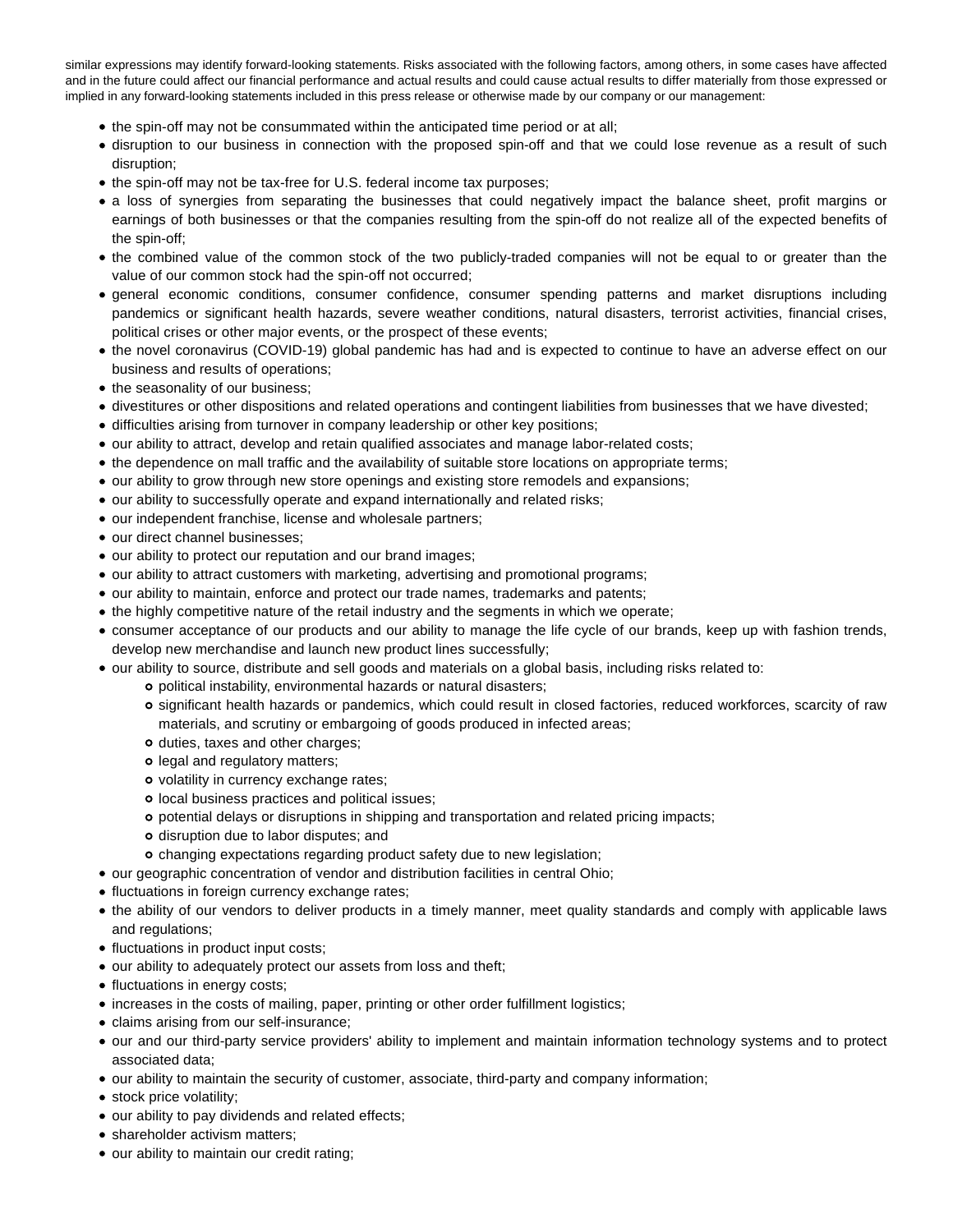similar expressions may identify forward-looking statements. Risks associated with the following factors, among others, in some cases have affected and in the future could affect our financial performance and actual results and could cause actual results to differ materially from those expressed or implied in any forward-looking statements included in this press release or otherwise made by our company or our management:

- the spin-off may not be consummated within the anticipated time period or at all;
- disruption to our business in connection with the proposed spin-off and that we could lose revenue as a result of such disruption;
- the spin-off may not be tax-free for U.S. federal income tax purposes;
- a loss of synergies from separating the businesses that could negatively impact the balance sheet, profit margins or earnings of both businesses or that the companies resulting from the spin-off do not realize all of the expected benefits of the spin-off;
- the combined value of the common stock of the two publicly-traded companies will not be equal to or greater than the value of our common stock had the spin-off not occurred;
- general economic conditions, consumer confidence, consumer spending patterns and market disruptions including pandemics or significant health hazards, severe weather conditions, natural disasters, terrorist activities, financial crises, political crises or other major events, or the prospect of these events;
- the novel coronavirus (COVID-19) global pandemic has had and is expected to continue to have an adverse effect on our business and results of operations;
- the seasonality of our business;
- divestitures or other dispositions and related operations and contingent liabilities from businesses that we have divested;
- difficulties arising from turnover in company leadership or other key positions;
- our ability to attract, develop and retain qualified associates and manage labor-related costs;
- the dependence on mall traffic and the availability of suitable store locations on appropriate terms;
- our ability to grow through new store openings and existing store remodels and expansions;
- our ability to successfully operate and expand internationally and related risks;
- our independent franchise, license and wholesale partners;
- our direct channel businesses;
- our ability to protect our reputation and our brand images;
- our ability to attract customers with marketing, advertising and promotional programs;
- our ability to maintain, enforce and protect our trade names, trademarks and patents;
- the highly competitive nature of the retail industry and the segments in which we operate;
- consumer acceptance of our products and our ability to manage the life cycle of our brands, keep up with fashion trends, develop new merchandise and launch new product lines successfully;
- our ability to source, distribute and sell goods and materials on a global basis, including risks related to:
  - political instability, environmental hazards or natural disasters;
  - significant health hazards or pandemics, which could result in closed factories, reduced workforces, scarcity of raw materials, and scrutiny or embargoing of goods produced in infected areas;
  - duties, taxes and other charges;
  - legal and regulatory matters;
  - volatility in currency exchange rates;
  - local business practices and political issues;
  - potential delays or disruptions in shipping and transportation and related pricing impacts;
  - disruption due to labor disputes; and
  - changing expectations regarding product safety due to new legislation;
- our geographic concentration of vendor and distribution facilities in central Ohio;
- fluctuations in foreign currency exchange rates;
- the ability of our vendors to deliver products in a timely manner, meet quality standards and comply with applicable laws and regulations;
- fluctuations in product input costs;
- our ability to adequately protect our assets from loss and theft;
- fluctuations in energy costs;
- increases in the costs of mailing, paper, printing or other order fulfillment logistics;
- claims arising from our self-insurance;
- our and our third-party service providers' ability to implement and maintain information technology systems and to protect associated data;
- our ability to maintain the security of customer, associate, third-party and company information;
- stock price volatility;
- our ability to pay dividends and related effects;
- shareholder activism matters;
- our ability to maintain our credit rating;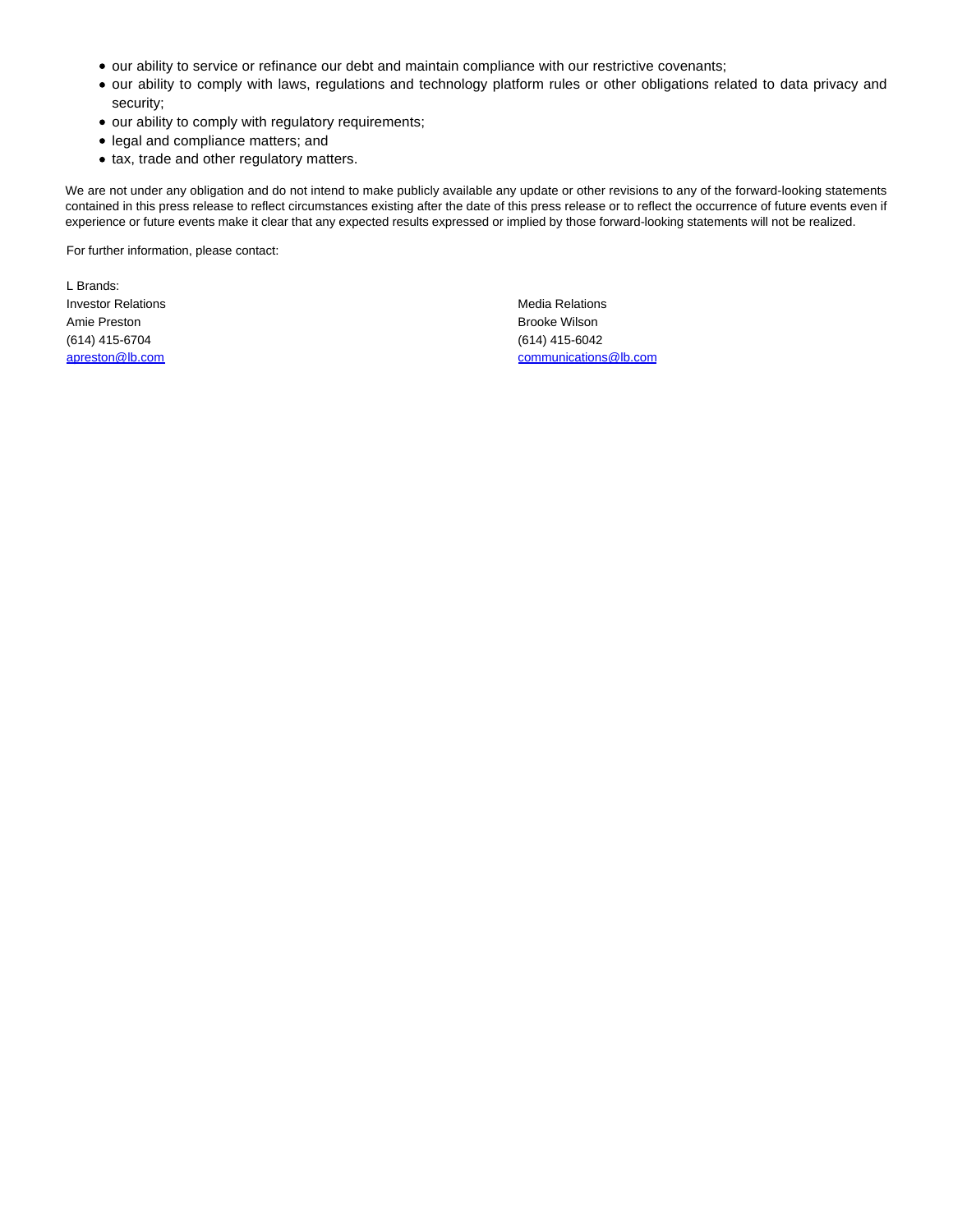- our ability to service or refinance our debt and maintain compliance with our restrictive covenants;
- our ability to comply with laws, regulations and technology platform rules or other obligations related to data privacy and security;
- our ability to comply with regulatory requirements;
- legal and compliance matters; and
- tax, trade and other regulatory matters.

We are not under any obligation and do not intend to make publicly available any update or other revisions to any of the forward-looking statements contained in this press release to reflect circumstances existing after the date of this press release or to reflect the occurrence of future events even if experience or future events make it clear that any expected results expressed or implied by those forward-looking statements will not be realized.

For further information, please contact:

L Brands:

Investor Relations
Amie Preston
(614) 415-6704
apreston@lb.com

Media Relations
Brooke Wilson
(614) 415-6042
communications@lb.com